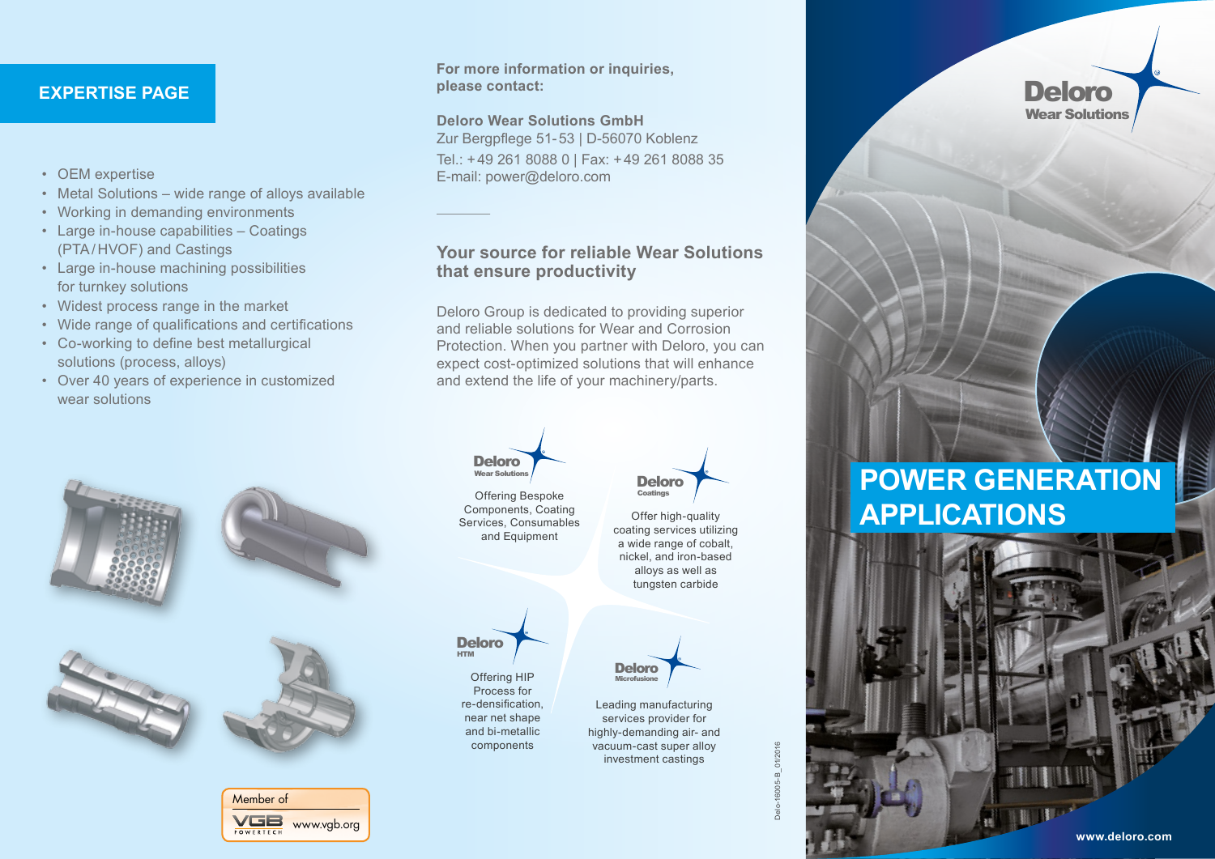## EXPERTISE PAGE

- OEM expertise
- Metal Solutions – wide range of alloys available
- Working in demanding environments
- Large in-house capabilities – Coatings (PTA/HVOF) and Castings
- Large in-house machining possibilities for turnkey solutions
- Widest process range in the market
- Wide range of qualifications and certifications
- Co-working to define best metallurgical solutions (process, alloys)
- Over 40 years of experience in customized wear solutions

Member of VGB POWERTECH www.vgb.org

**For more information or inquiries, please contact:**

**Deloro Wear Solutions GmbH**
Zur Bergpflege 51-53 | D-56070 Koblenz
Tel.: +49 261 8088 0 | Fax: +49 261 8088 35
E-mail: power@deloro.com

## Your source for reliable Wear Solutions that ensure productivity

Deloro Group is dedicated to providing superior and reliable solutions for Wear and Corrosion Protection. When you partner with Deloro, you can expect cost-optimized solutions that will enhance and extend the life of your machinery/parts.

**Deloro Wear Solutions**
Offering Bespoke Components, Coating Services, Consumables and Equipment

**Deloro Coatings**
Offer high-quality coating services utilizing a wide range of cobalt, nickel, and iron-based alloys as well as tungsten carbide

**Deloro HTM**
Offering HIP Process for re-densification, near net shape and bi-metallic components

**Deloro Microfusione**
Leading manufacturing services provider for highly-demanding air- and vacuum-cast super alloy investment castings

Delo-16005-B_01/2016

**Deloro Wear Solutions**

# POWER GENERATION APPLICATIONS

www.deloro.com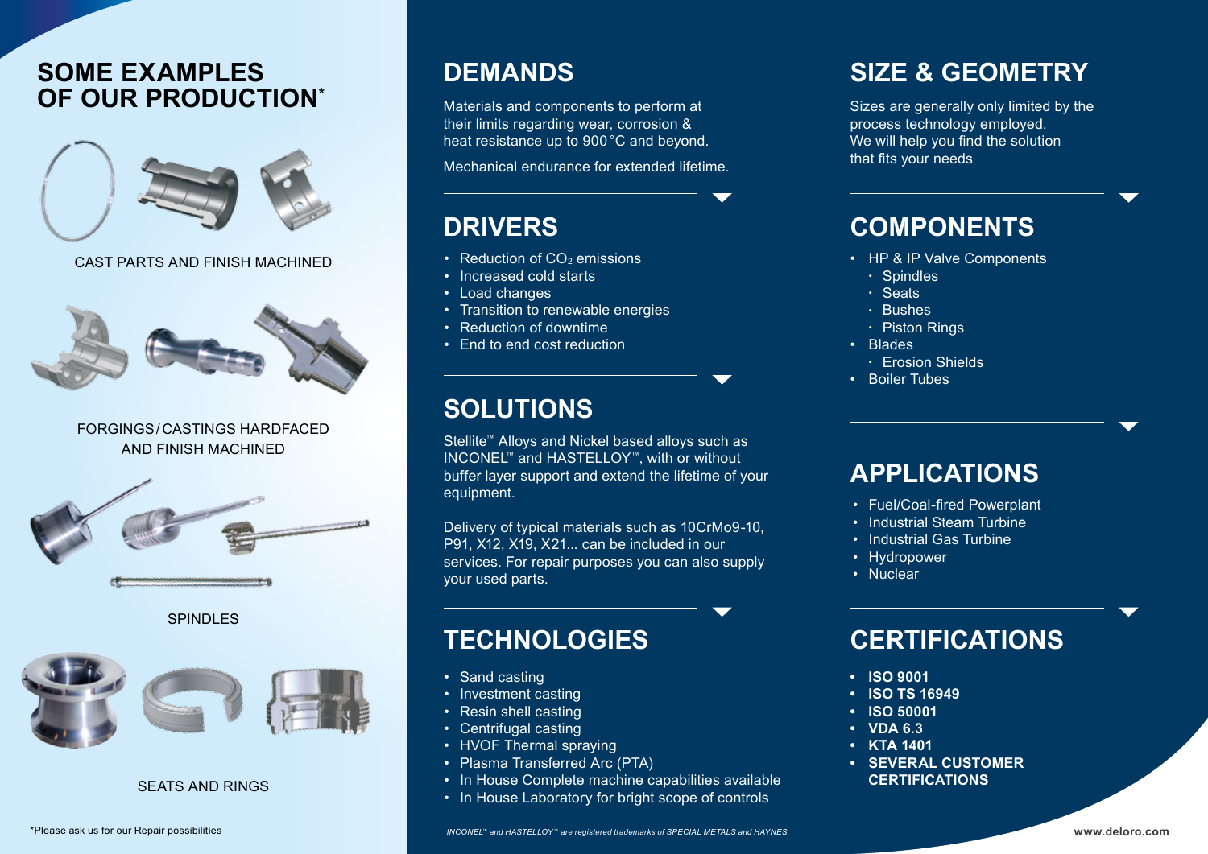# SOME EXAMPLES OF OUR PRODUCTION*

CAST PARTS AND FINISH MACHINED

FORGINGS/CASTINGS HARDFACED AND FINISH MACHINED

SPINDLES

SEATS AND RINGS

*Please ask us for our Repair possibilities

## DEMANDS

Materials and components to perform at their limits regarding wear, corrosion & heat resistance up to 900 °C and beyond.

Mechanical endurance for extended lifetime.

## DRIVERS

- Reduction of $CO_2$ emissions
- Increased cold starts
- Load changes
- Transition to renewable energies
- Reduction of downtime
- End to end cost reduction

## SOLUTIONS

Stellite™ Alloys and Nickel based alloys such as INCONEL™ and HASTELLOY™, with or without buffer layer support and extend the lifetime of your equipment.

Delivery of typical materials such as 10CrMo9-10, P91, X12, X19, X21... can be included in our services. For repair purposes you can also supply your used parts.

## TECHNOLOGIES

- Sand casting
- Investment casting
- Resin shell casting
- Centrifugal casting
- HVOF Thermal spraying
- Plasma Transferred Arc (PTA)
- In House Complete machine capabilities available
- In House Laboratory for bright scope of controls

*INCONEL™ and HASTELLOY™ are registered trademarks of SPECIAL METALS and HAYNES.*

## SIZE & GEOMETRY

Sizes are generally only limited by the process technology employed.
We will help you find the solution that fits your needs

## COMPONENTS

- HP & IP Valve Components
  - Spindles
  - Seats
  - Bushes
  - Piston Rings
- Blades
  - Erosion Shields
- Boiler Tubes

## APPLICATIONS

- Fuel/Coal-fired Powerplant
- Industrial Steam Turbine
- Industrial Gas Turbine
- Hydropower
- Nuclear

## CERTIFICATIONS

- **ISO 9001**
- **ISO TS 16949**
- **ISO 50001**
- **VDA 6.3**
- **KTA 1401**
- **SEVERAL CUSTOMER CERTIFICATIONS**

www.deloro.com